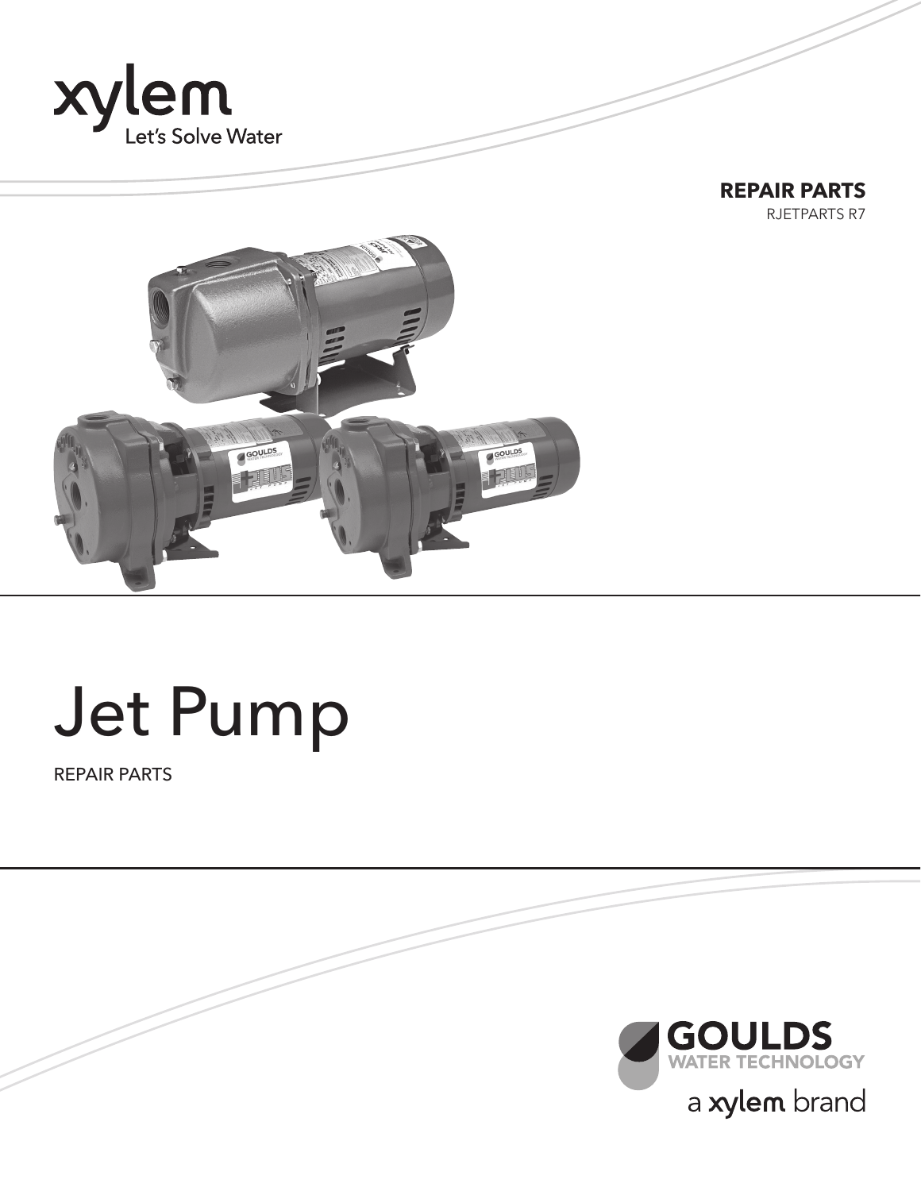xylem
Let's Solve Water

**REPAIR PARTS**
RJETPARTS R7

# Jet Pump

REPAIR PARTS

GOULDS
WATER TECHNOLOGY
a xylem brand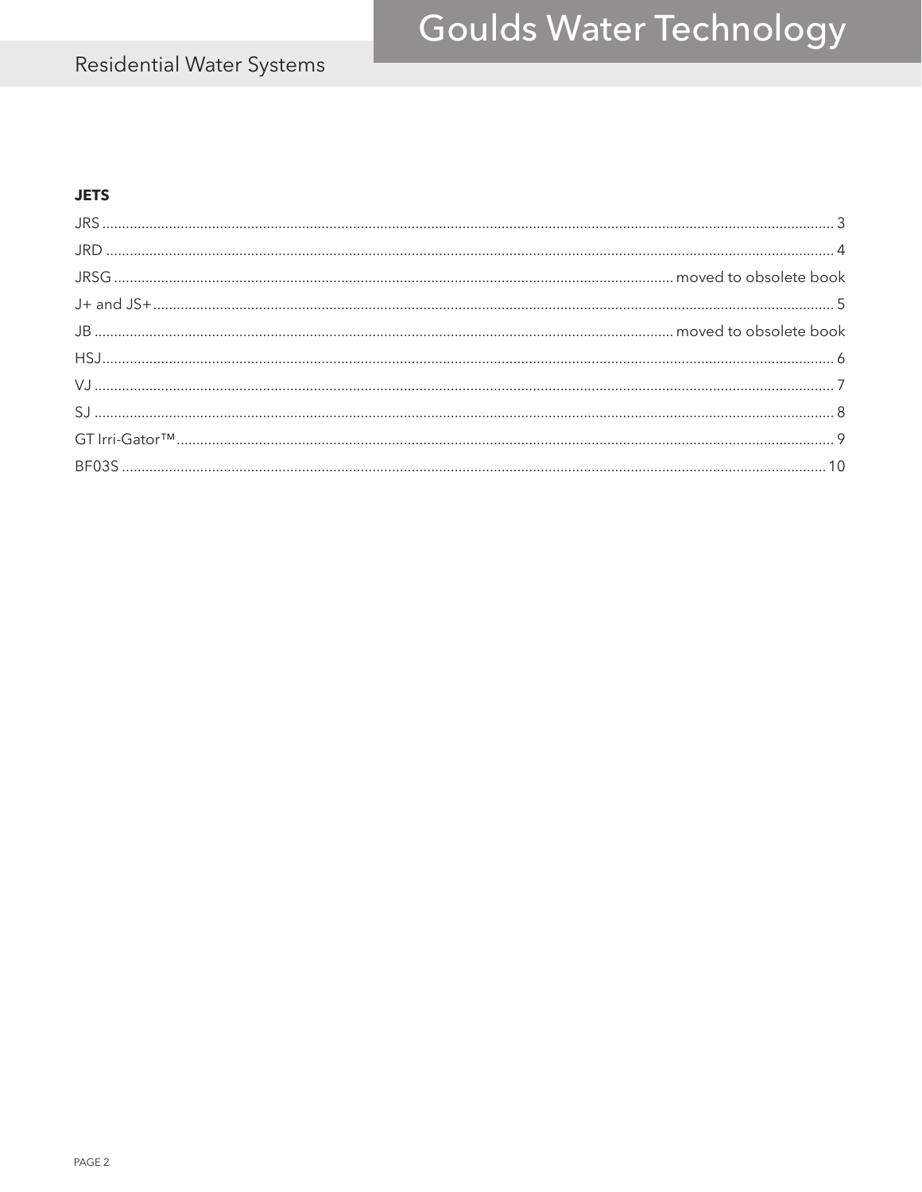## JETS

JRS ........................................................................ 3

JRD ........................................................................ 4

JRSG ........................................................................ moved to obsolete book

J+ and JS+ ........................................................................ 5

JB ........................................................................ moved to obsolete book

HSJ ........................................................................ 6

VJ ........................................................................ 7

SJ ........................................................................ 8

GT Irri-Gator™ ........................................................................ 9

BF03S ........................................................................ 10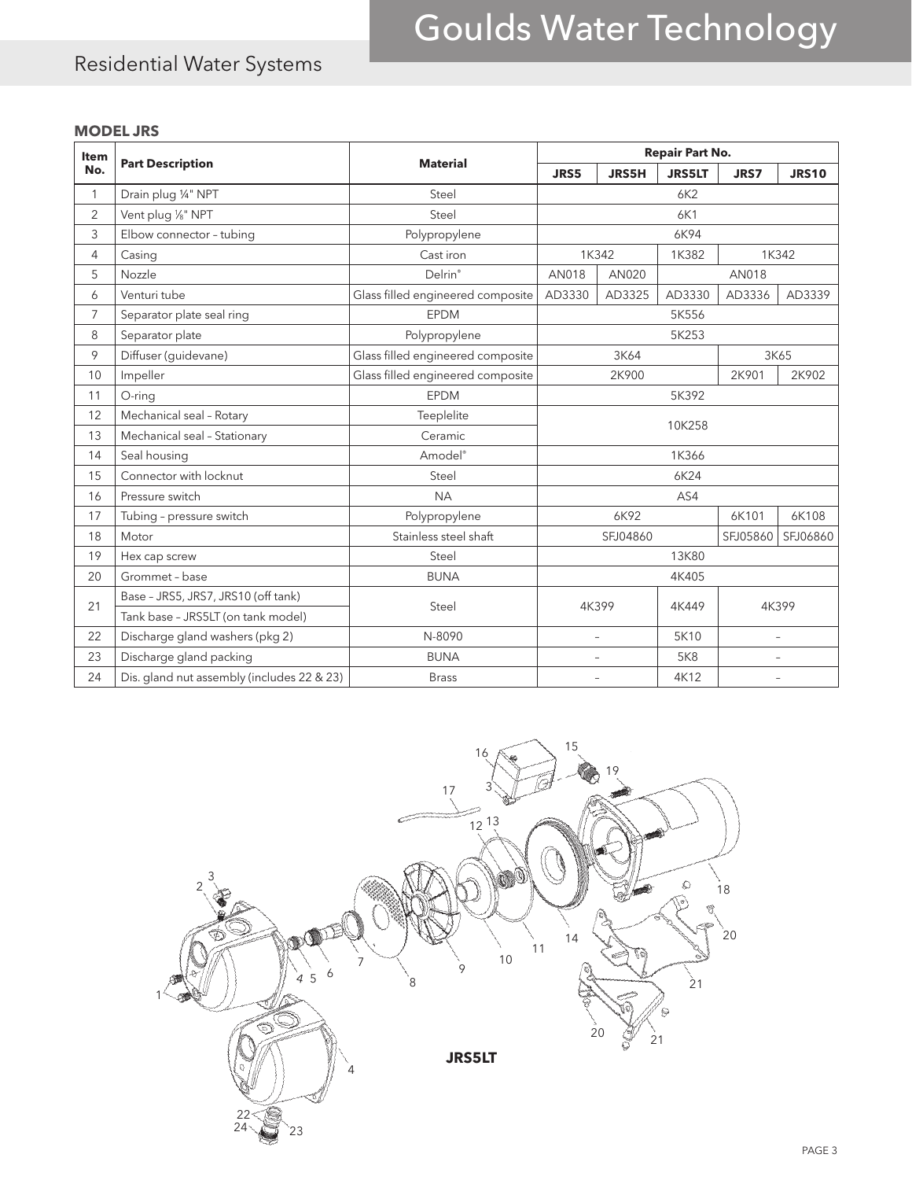## Residential Water Systems

### MODEL JRS

| Item No. | Part Description | Material | Repair Part No. | | | | |
|---|---|---|---|---|---|---|---|
| | | | JRS5 | JRS5H | JRS5LT | JRS7 | JRS10 |
| 1 | Drain plug ¼" NPT | Steel | 6K2 | | | | |
| 2 | Vent plug ⅛" NPT | Steel | 6K1 | | | | |
| 3 | Elbow connector – tubing | Polypropylene | 6K94 | | | | |
| 4 | Casing | Cast iron | 1K342 | | 1K382 | 1K342 | |
| 5 | Nozzle | Delrin® | AN018 | AN020 | AN018 | | |
| 6 | Venturi tube | Glass filled engineered composite | AD3330 | AD3325 | AD3330 | AD3336 | AD3339 |
| 7 | Separator plate seal ring | EPDM | 5K556 | | | | |
| 8 | Separator plate | Polypropylene | 5K253 | | | | |
| 9 | Diffuser (guidevane) | Glass filled engineered composite | 3K64 | | | 3K65 | |
| 10 | Impeller | Glass filled engineered composite | 2K900 | | | 2K901 | 2K902 |
| 11 | O-ring | EPDM | 5K392 | | | | |
| 12 | Mechanical seal – Rotary | Teeplelite | 10K258 | | | | |
| 13 | Mechanical seal – Stationary | Ceramic | | | | | |
| 14 | Seal housing | Amodel® | 1K366 | | | | |
| 15 | Connector with locknut | Steel | 6K24 | | | | |
| 16 | Pressure switch | NA | AS4 | | | | |
| 17 | Tubing – pressure switch | Polypropylene | 6K92 | | | 6K101 | 6K108 |
| 18 | Motor | Stainless steel shaft | SFJ04860 | | | SFJ05860 | SFJ06860 |
| 19 | Hex cap screw | Steel | 13K80 | | | | |
| 20 | Grommet – base | BUNA | 4K405 | | | | |
| 21 | Base – JRS5, JRS7, JRS10 (off tank) / Tank base – JRS5LT (on tank model) | Steel | 4K399 | | 4K449 | 4K399 | |
| 22 | Discharge gland washers (pkg 2) | N-8090 | – | | 5K10 | – | |
| 23 | Discharge gland packing | BUNA | – | | 5K8 | – | |
| 24 | Dis. gland nut assembly (includes 22 & 23) | Brass | – | | 4K12 | – | |

JRS5LT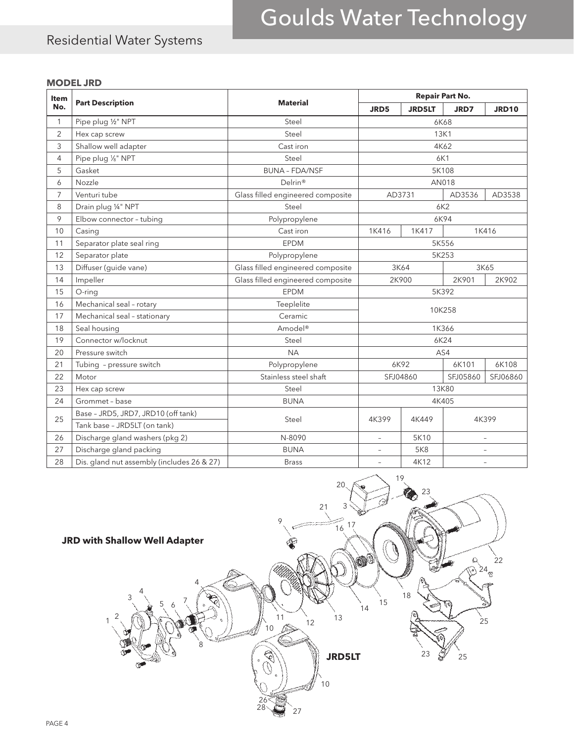# Goulds Water Technology

## Residential Water Systems

### MODEL JRD

| Item No. | Part Description | Material | Repair Part No. | | | |
|---|---|---|---|---|---|---|
| | | | JRD5 | JRD5LT | JRD7 | JRD10 |
| 1 | Pipe plug ½" NPT | Steel | 6K68 | | | |
| 2 | Hex cap screw | Steel | 13K1 | | | |
| 3 | Shallow well adapter | Cast iron | 4K62 | | | |
| 4 | Pipe plug ⅛" NPT | Steel | 6K1 | | | |
| 5 | Gasket | BUNA – FDA/NSF | 5K108 | | | |
| 6 | Nozzle | Delrin® | AN018 | | | |
| 7 | Venturi tube | Glass filled engineered composite | AD3731 | | AD3536 | AD3538 |
| 8 | Drain plug ¼" NPT | Steel | 6K2 | | | |
| 9 | Elbow connector – tubing | Polypropylene | 6K94 | | | |
| 10 | Casing | Cast iron | 1K416 | 1K417 | 1K416 | |
| 11 | Separator plate seal ring | EPDM | 5K556 | | | |
| 12 | Separator plate | Polypropylene | 5K253 | | | |
| 13 | Diffuser (guide vane) | Glass filled engineered composite | 3K64 | | 3K65 | |
| 14 | Impeller | Glass filled engineered composite | 2K900 | | 2K901 | 2K902 |
| 15 | O-ring | EPDM | 5K392 | | | |
| 16 | Mechanical seal – rotary | Teeplelite | 10K258 | | | |
| 17 | Mechanical seal – stationary | Ceramic | | | | |
| 18 | Seal housing | Amodel® | 1K366 | | | |
| 19 | Connector w/locknut | Steel | 6K24 | | | |
| 20 | Pressure switch | NA | AS4 | | | |
| 21 | Tubing – pressure switch | Polypropylene | 6K92 | | 6K101 | 6K108 |
| 22 | Motor | Stainless steel shaft | SFJ04860 | | SFJ05860 | SFJ06860 |
| 23 | Hex cap screw | Steel | 13K80 | | | |
| 24 | Grommet – base | BUNA | 4K405 | | | |
| 25 | Base – JRD5, JRD7, JRD10 (off tank)<br>Tank base – JRD5LT (on tank) | Steel | 4K399 | 4K449 | 4K399 | |
| 26 | Discharge gland washers (pkg 2) | N-8090 | – | 5K10 | – | |
| 27 | Discharge gland packing | BUNA | – | 5K8 | – | |
| 28 | Dis. gland nut assembly (includes 26 & 27) | Brass | – | 4K12 | – | |

**JRD with Shallow Well Adapter**

**JRD5LT**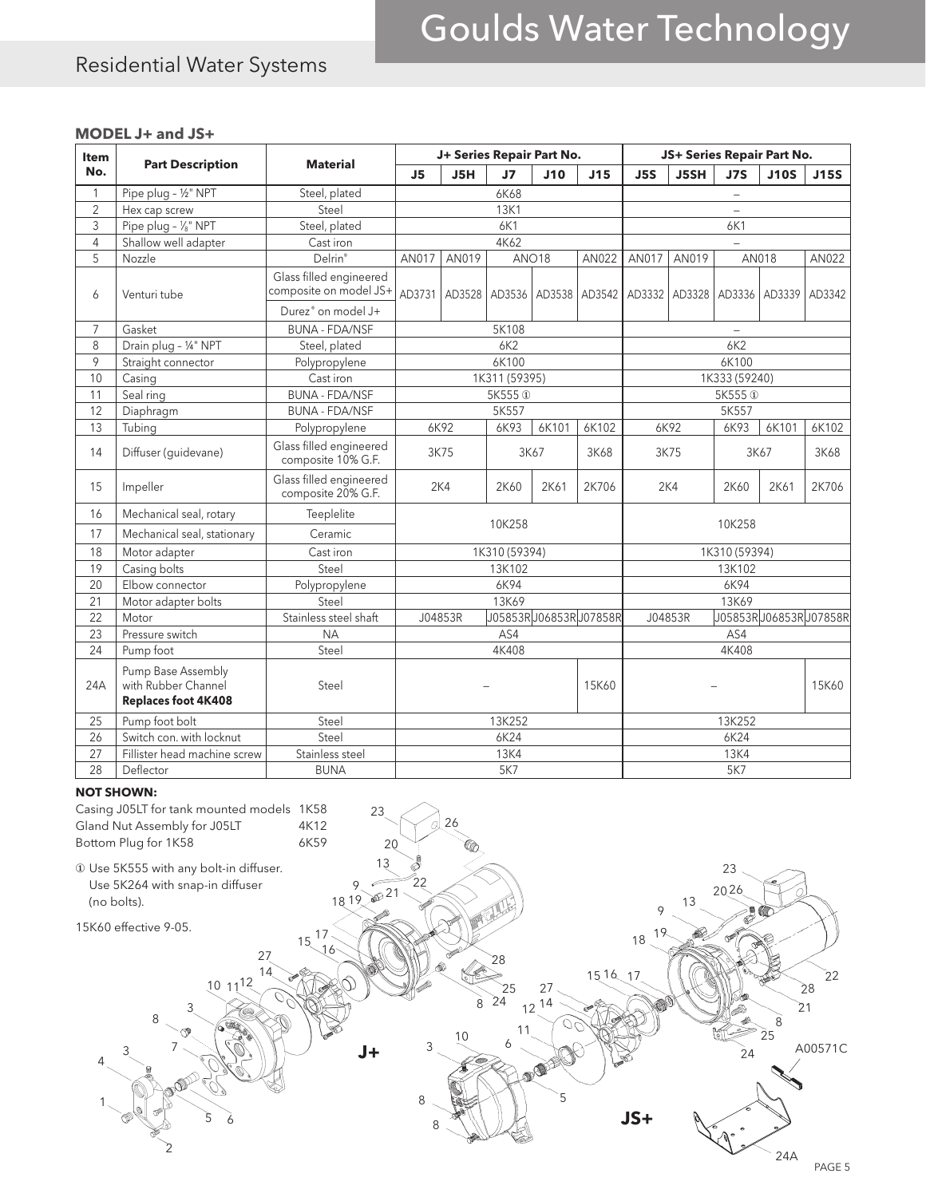## MODEL J+ and JS+

| Item No. | Part Description | Material | J+ Series Repair Part No. | | | | | JS+ Series Repair Part No. | | | | |
|---|---|---|---|---|---|---|---|---|---|---|---|---|
| | | | J5 | J5H | J7 | J10 | J15 | J5S | J5SH | J7S | J10S | J15S |
| 1 | Pipe plug – ½" NPT | Steel, plated | 6K68 | | | | | – | | | | |
| 2 | Hex cap screw | Steel | 13K1 | | | | | – | | | | |
| 3 | Pipe plug – ⅛" NPT | Steel, plated | 6K1 | | | | | 6K1 | | | | |
| 4 | Shallow well adapter | Cast iron | 4K62 | | | | | – | | | | |
| 5 | Nozzle | Delrin® | AN017 | AN019 | ANO18 | | AN022 | AN017 | AN019 | AN018 | | AN022 |
| 6 | Venturi tube | Glass filled engineered composite on model JS+ / Durez® on model J+ | AD3731 | AD3528 | AD3536 | AD3538 | AD3542 | AD3332 | AD3328 | AD3336 | AD3339 | AD3342 |
| 7 | Gasket | BUNA - FDA/NSF | 5K108 | | | | | – | | | | |
| 8 | Drain plug – ¼" NPT | Steel, plated | 6K2 | | | | | 6K2 | | | | |
| 9 | Straight connector | Polypropylene | 6K100 | | | | | 6K100 | | | | |
| 10 | Casing | Cast iron | 1K311 (59395) | | | | | 1K333 (59240) | | | | |
| 11 | Seal ring | BUNA - FDA/NSF | 5K555 ① | | | | | 5K555 ① | | | | |
| 12 | Diaphragm | BUNA - FDA/NSF | 5K557 | | | | | 5K557 | | | | |
| 13 | Tubing | Polypropylene | 6K92 | | 6K93 | 6K101 | 6K102 | 6K92 | | 6K93 | 6K101 | 6K102 |
| 14 | Diffuser (guidevane) | Glass filled engineered composite 10% G.F. | 3K75 | | 3K67 | | 3K68 | 3K75 | | 3K67 | | 3K68 |
| 15 | Impeller | Glass filled engineered composite 20% G.F. | 2K4 | | 2K60 | 2K61 | 2K706 | 2K4 | | 2K60 | 2K61 | 2K706 |
| 16 | Mechanical seal, rotary | Teeplelite | 10K258 | | | | | 10K258 | | | | |
| 17 | Mechanical seal, stationary | Ceramic | | | | | | | | | | |
| 18 | Motor adapter | Cast iron | 1K310 (59394) | | | | | 1K310 (59394) | | | | |
| 19 | Casing bolts | Steel | 13K102 | | | | | 13K102 | | | | |
| 20 | Elbow connector | Polypropylene | 6K94 | | | | | 6K94 | | | | |
| 21 | Motor adapter bolts | Steel | 13K69 | | | | | 13K69 | | | | |
| 22 | Motor | Stainless steel shaft | J04853R | | J05853R | J06853R | J07858R | J04853R | | J05853R | J06853R | J07858R |
| 23 | Pressure switch | NA | AS4 | | | | | AS4 | | | | |
| 24 | Pump foot | Steel | 4K408 | | | | | 4K408 | | | | |
| 24A | Pump Base Assembly with Rubber Channel **Replaces foot 4K408** | Steel | – | | | | 15K60 | – | | | | 15K60 |
| 25 | Pump foot bolt | Steel | 13K252 | | | | | 13K252 | | | | |
| 26 | Switch con. with locknut | Steel | 6K24 | | | | | 6K24 | | | | |
| 27 | Fillister head machine screw | Stainless steel | 13K4 | | | | | 13K4 | | | | |
| 28 | Deflector | BUNA | 5K7 | | | | | 5K7 | | | | |

**NOT SHOWN:**

Casing J05LT for tank mounted models 1K58
Gland Nut Assembly for J05LT 4K12
Bottom Plug for 1K58 6K59

① Use 5K555 with any bolt-in diffuser. Use 5K264 with snap-in diffuser (no bolts).

15K60 effective 9-05.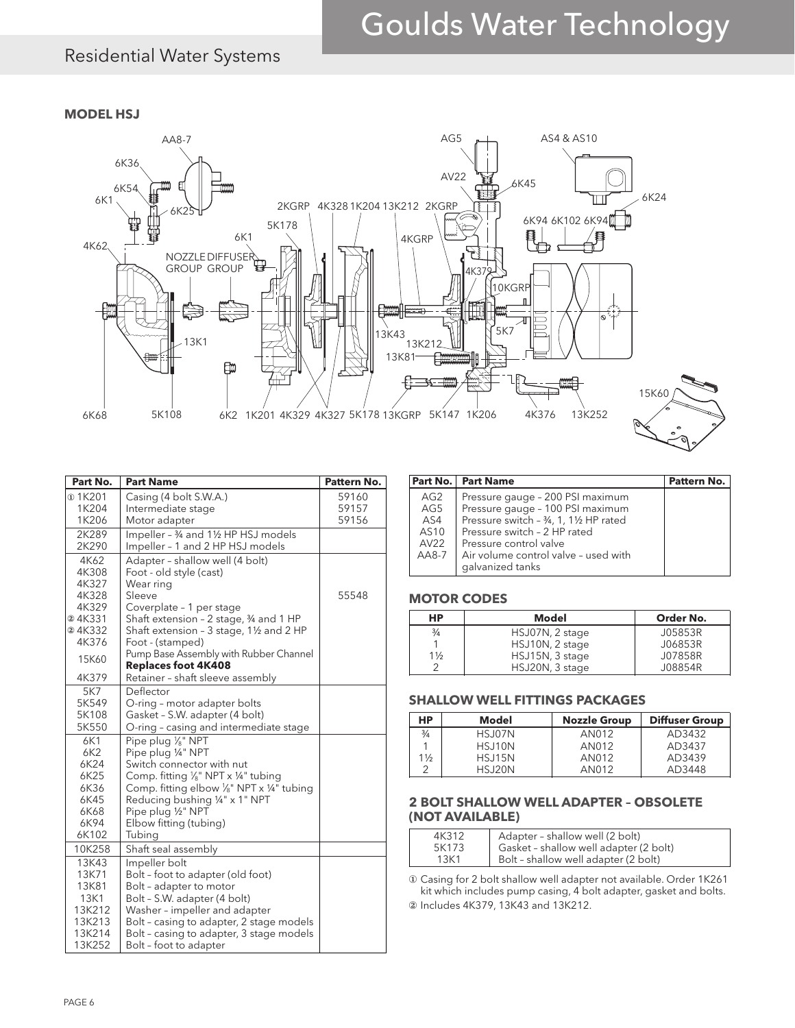## Residential Water Systems

### MODEL HSJ

AA8-7, 6K36, 6K54, 6K1, 6K25, 4K62, NOZZLE GROUP, DIFFUSER GROUP, 6K1, 5K178, 2KGRP, 4K328, 1K204, 13K212, 2KGRP, AG5, AV22, 6K45, AS4 & AS10, 6K24, 6K94, 6K102, 6K94, 4KGRP, 4K379, 10KGRP, 5K7, 13K43, 13K212, 13K81, 13K1, 6K68, 5K108, 6K2, 1K201, 4K329, 4K327, 5K178, 13KGRP, 5K147, 1K206, 4K376, 13K252, 15K60

| Part No. | Part Name | Pattern No. |
|---|---|---|
| ① 1K201 | Casing (4 bolt S.W.A.) | 59160 |
| 1K204 | Intermediate stage | 59157 |
| 1K206 | Motor adapter | 59156 |
| 2K289 | Impeller – ¾ and 1½ HP HSJ models | |
| 2K290 | Impeller – 1 and 2 HP HSJ models | |
| 4K62 | Adapter – shallow well (4 bolt) | |
| 4K308 | Foot - old style (cast) | |
| 4K327 | Wear ring | |
| 4K328 | Sleeve | 55548 |
| 4K329 | Coverplate – 1 per stage | |
| ② 4K331 | Shaft extension – 2 stage, ¾ and 1 HP | |
| ② 4K332 | Shaft extension – 3 stage, 1½ and 2 HP | |
| 4K376 | Foot - (stamped) | |
| 15K60 | Pump Base Assembly with Rubber Channel **Replaces foot 4K408** | |
| 4K379 | Retainer – shaft sleeve assembly | |
| 5K7 | Deflector | |
| 5K549 | O-ring – motor adapter bolts | |
| 5K108 | Gasket – S.W. adapter (4 bolt) | |
| 5K550 | O-ring – casing and intermediate stage | |
| 6K1 | Pipe plug ⅛" NPT | |
| 6K2 | Pipe plug ¼" NPT | |
| 6K24 | Switch connector with nut | |
| 6K25 | Comp. fitting ⅛" NPT x ¼" tubing | |
| 6K36 | Comp. fitting elbow ⅛" NPT x ¼" tubing | |
| 6K45 | Reducing bushing ¼" x 1" NPT | |
| 6K68 | Pipe plug ½" NPT | |
| 6K94 | Elbow fitting (tubing) | |
| 6K102 | Tubing | |
| 10K258 | Shaft seal assembly | |
| 13K43 | Impeller bolt | |
| 13K71 | Bolt – foot to adapter (old foot) | |
| 13K81 | Bolt – adapter to motor | |
| 13K1 | Bolt – S.W. adapter (4 bolt) | |
| 13K212 | Washer – impeller and adapter | |
| 13K213 | Bolt – casing to adapter, 2 stage models | |
| 13K214 | Bolt – casing to adapter, 3 stage models | |
| 13K252 | Bolt – foot to adapter | |

| Part No. | Part Name | Pattern No. |
|---|---|---|
| AG2 | Pressure gauge – 200 PSI maximum | |
| AG5 | Pressure gauge – 100 PSI maximum | |
| AS4 | Pressure switch – ¾, 1, 1½ HP rated | |
| AS10 | Pressure switch – 2 HP rated | |
| AV22 | Pressure control valve | |
| AA8-7 | Air volume control valve – used with galvanized tanks | |

### MOTOR CODES

| HP | Model | Order No. |
|---|---|---|
| ¾ | HSJ07N, 2 stage | J05853R |
| 1 | HSJ10N, 2 stage | J06853R |
| 1½ | HSJ15N, 3 stage | J07858R |
| 2 | HSJ20N, 3 stage | J08854R |

### SHALLOW WELL FITTINGS PACKAGES

| HP | Model | Nozzle Group | Diffuser Group |
|---|---|---|---|
| ¾ | HSJ07N | AN012 | AD3432 |
| 1 | HSJ10N | AN012 | AD3437 |
| 1½ | HSJ15N | AN012 | AD3439 |
| 2 | HSJ20N | AN012 | AD3448 |

### 2 BOLT SHALLOW WELL ADAPTER – OBSOLETE (NOT AVAILABLE)

| | |
|---|---|
| 4K312 | Adapter – shallow well (2 bolt) |
| 5K173 | Gasket – shallow well adapter (2 bolt) |
| 13K1 | Bolt – shallow well adapter (2 bolt) |

① Casing for 2 bolt shallow well adapter not available. Order 1K261 kit which includes pump casing, 4 bolt adapter, gasket and bolts.

② Includes 4K379, 13K43 and 13K212.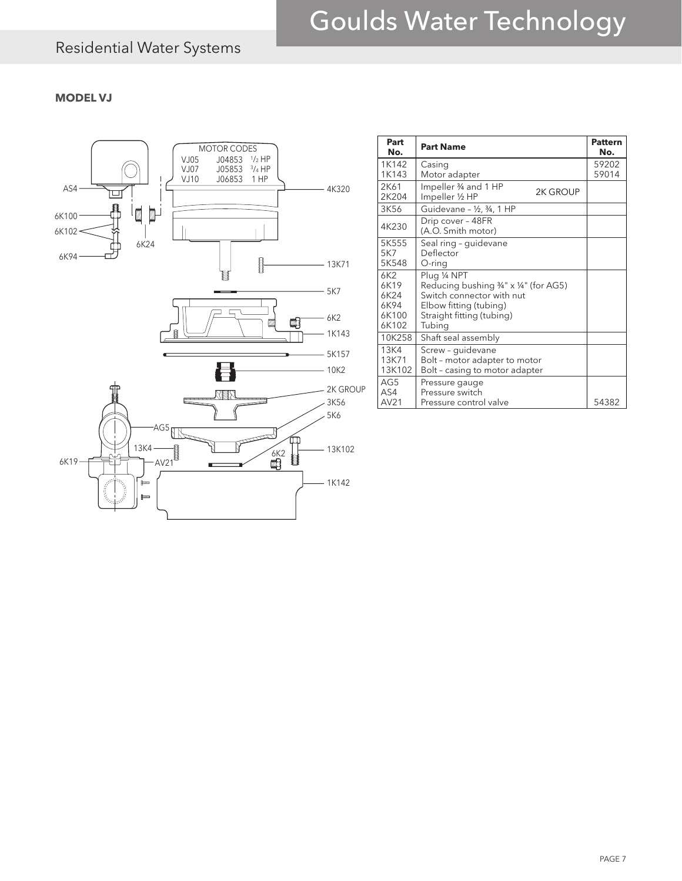## MODEL VJ

MOTOR CODES

| | | |
|---|---|---|
| VJ05 | J04853 | 1/2 HP |
| VJ07 | J05853 | 3/4 HP |
| VJ10 | J06853 | 1 HP |

| Part No. | Part Name | Pattern No. |
|---|---|---|
| 1K142<br>1K143 | Casing<br>Motor adapter | 59202<br>59014 |
| 2K61<br>2K204 | Impeller ¾ and 1 HP<br>Impeller ½ HP — 2K GROUP | |
| 3K56 | Guidevane – ½, ¾, 1 HP | |
| 4K230 | Drip cover – 48FR (A.O. Smith motor) | |
| 5K555<br>5K7<br>5K548 | Seal ring – guidevane<br>Deflector<br>O-ring | |
| 6K2<br>6K19<br>6K24<br>6K94<br>6K100<br>6K102 | Plug ¼ NPT<br>Reducing bushing ¾" x ¼" (for AG5)<br>Switch connector with nut<br>Elbow fitting (tubing)<br>Straight fitting (tubing)<br>Tubing | |
| 10K258 | Shaft seal assembly | |
| 13K4<br>13K71<br>13K102 | Screw – guidevane<br>Bolt – motor adapter to motor<br>Bolt – casing to motor adapter | |
| AG5<br>AS4<br>AV21 | Pressure gauge<br>Pressure switch<br>Pressure control valve | 54382 |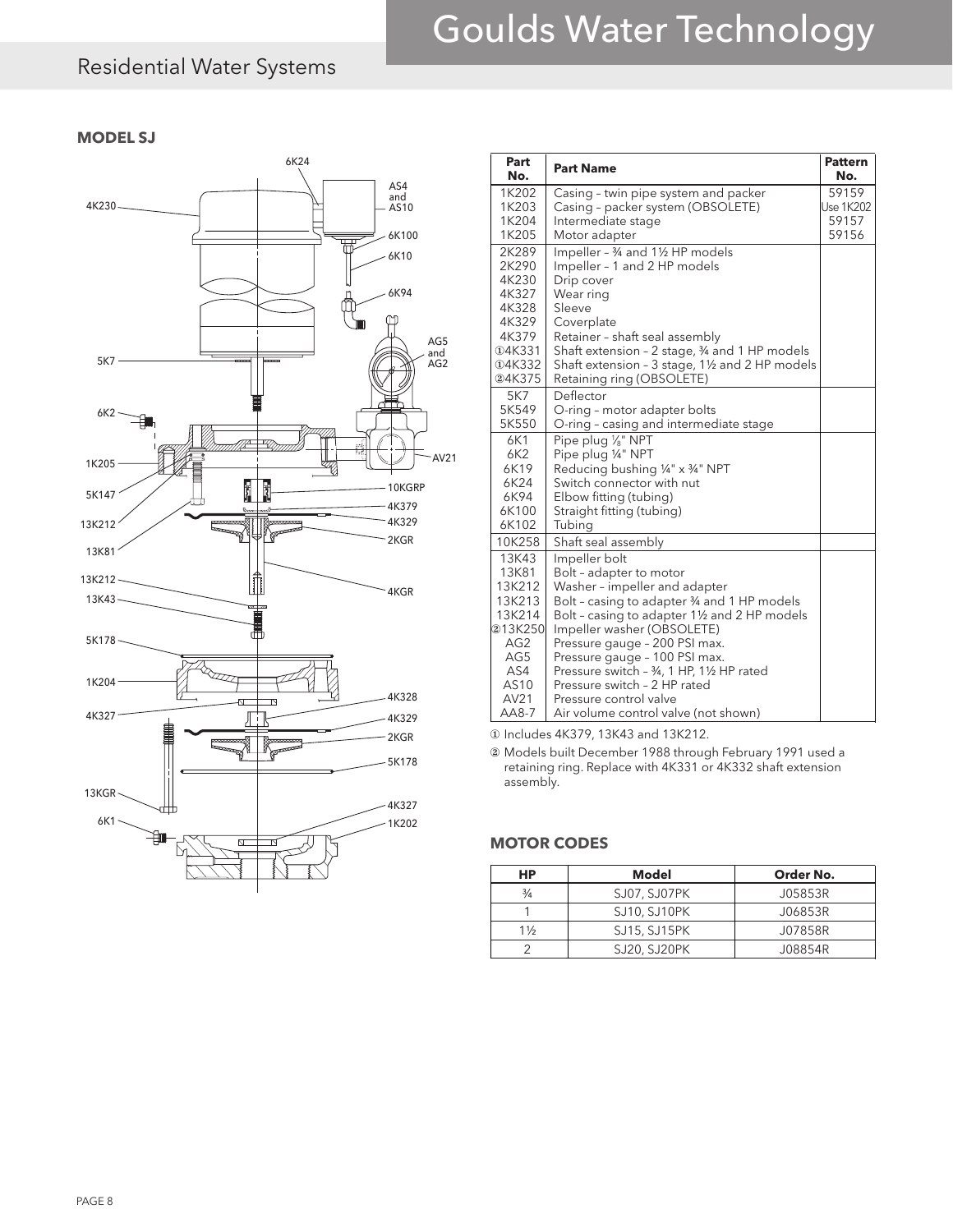# Goulds Water Technology

## Residential Water Systems

### MODEL SJ

6K24

4K230

AS4 and AS10

6K100

6K10

6K94

AG5 and AG2

5K7

6K2

AV21

1K205

10KGRP

5K147

4K379

4K329

13K212

2KGR

13K81

13K212

4KGR

13K43

5K178

1K204

4K328

4K327

4K329

2KGR

5K178

13KGR

4K327

6K1

1K202

| Part No. | Part Name | Pattern No. |
|---|---|---|
| 1K202 | Casing – twin pipe system and packer | 59159 |
| 1K203 | Casing – packer system (OBSOLETE) | Use 1K202 |
| 1K204 | Intermediate stage | 59157 |
| 1K205 | Motor adapter | 59156 |
| 2K289 | Impeller – ¾ and 1½ HP models | |
| 2K290 | Impeller – 1 and 2 HP models | |
| 4K230 | Drip cover | |
| 4K327 | Wear ring | |
| 4K328 | Sleeve | |
| 4K329 | Coverplate | |
| 4K379 | Retainer – shaft seal assembly | |
| ①4K331 | Shaft extension – 2 stage, ¾ and 1 HP models | |
| ①4K332 | Shaft extension – 3 stage, 1½ and 2 HP models | |
| ②4K375 | Retaining ring (OBSOLETE) | |
| 5K7 | Deflector | |
| 5K549 | O-ring – motor adapter bolts | |
| 5K550 | O-ring – casing and intermediate stage | |
| 6K1 | Pipe plug ⅛" NPT | |
| 6K2 | Pipe plug ¼" NPT | |
| 6K19 | Reducing bushing ¼" x ¾" NPT | |
| 6K24 | Switch connector with nut | |
| 6K94 | Elbow fitting (tubing) | |
| 6K100 | Straight fitting (tubing) | |
| 6K102 | Tubing | |
| 10K258 | Shaft seal assembly | |
| 13K43 | Impeller bolt | |
| 13K81 | Bolt – adapter to motor | |
| 13K212 | Washer – impeller and adapter | |
| 13K213 | Bolt – casing to adapter ¾ and 1 HP models | |
| 13K214 | Bolt – casing to adapter 1½ and 2 HP models | |
| ②13K250 | Impeller washer (OBSOLETE) | |
| AG2 | Pressure gauge – 200 PSI max. | |
| AG5 | Pressure gauge – 100 PSI max. | |
| AS4 | Pressure switch – ¾, 1 HP, 1½ HP rated | |
| AS10 | Pressure switch – 2 HP rated | |
| AV21 | Pressure control valve | |
| AA8-7 | Air volume control valve (not shown) | |

① Includes 4K379, 13K43 and 13K212.

② Models built December 1988 through February 1991 used a retaining ring. Replace with 4K331 or 4K332 shaft extension assembly.

### MOTOR CODES

| HP | Model | Order No. |
|---|---|---|
| ¾ | SJ07, SJ07PK | J05853R |
| 1 | SJ10, SJ10PK | J06853R |
| 1½ | SJ15, SJ15PK | J07858R |
| 2 | SJ20, SJ20PK | J08854R |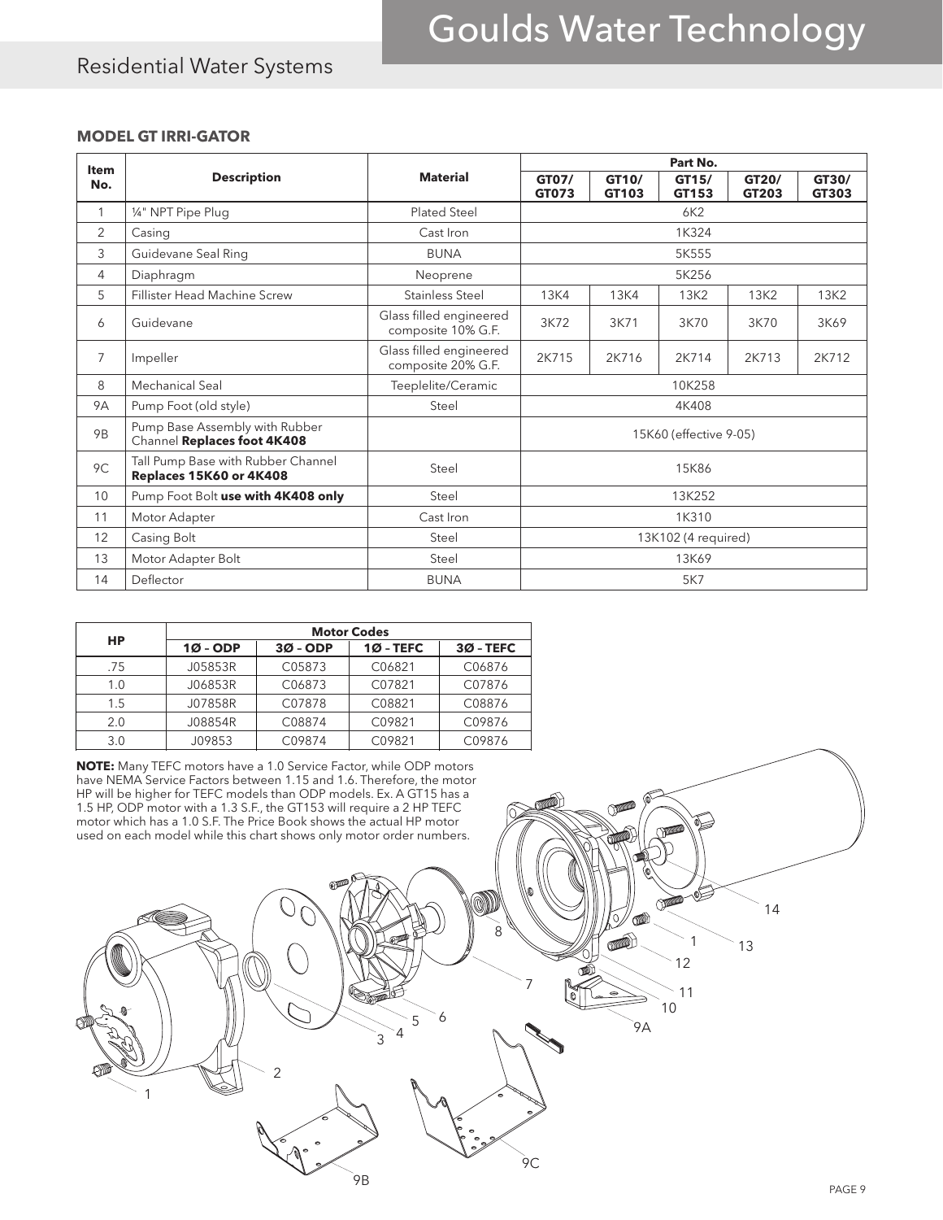## MODEL GT IRRI-GATOR

| Item No. | Description | Material | Part No. | | | | |
|---|---|---|---|---|---|---|---|
| | | | GT07/ GT073 | GT10/ GT103 | GT15/ GT153 | GT20/ GT203 | GT30/ GT303 |
| 1 | ¼" NPT Pipe Plug | Plated Steel | 6K2 | | | | |
| 2 | Casing | Cast Iron | 1K324 | | | | |
| 3 | Guidevane Seal Ring | BUNA | 5K555 | | | | |
| 4 | Diaphragm | Neoprene | 5K256 | | | | |
| 5 | Fillister Head Machine Screw | Stainless Steel | 13K4 | 13K4 | 13K2 | 13K2 | 13K2 |
| 6 | Guidevane | Glass filled engineered composite 10% G.F. | 3K72 | 3K71 | 3K70 | 3K70 | 3K69 |
| 7 | Impeller | Glass filled engineered composite 20% G.F. | 2K715 | 2K716 | 2K714 | 2K713 | 2K712 |
| 8 | Mechanical Seal | Teeplelite/Ceramic | 10K258 | | | | |
| 9A | Pump Foot (old style) | Steel | 4K408 | | | | |
| 9B | Pump Base Assembly with Rubber Channel **Replaces foot 4K408** | | 15K60 (effective 9-05) | | | | |
| 9C | Tall Pump Base with Rubber Channel **Replaces 15K60 or 4K408** | Steel | 15K86 | | | | |
| 10 | Pump Foot Bolt **use with 4K408 only** | Steel | 13K252 | | | | |
| 11 | Motor Adapter | Cast Iron | 1K310 | | | | |
| 12 | Casing Bolt | Steel | 13K102 (4 required) | | | | |
| 13 | Motor Adapter Bolt | Steel | 13K69 | | | | |
| 14 | Deflector | BUNA | 5K7 | | | | |

| HP | Motor Codes | | | |
|---|---|---|---|---|
| | 1Ø – ODP | 3Ø – ODP | 1Ø – TEFC | 3Ø – TEFC |
| .75 | J05853R | C05873 | C06821 | C06876 |
| 1.0 | J06853R | C06873 | C07821 | C07876 |
| 1.5 | J07858R | C07878 | C08821 | C08876 |
| 2.0 | J08854R | C08874 | C09821 | C09876 |
| 3.0 | J09853 | C09874 | C09821 | C09876 |

**NOTE:** Many TEFC motors have a 1.0 Service Factor, while ODP motors have NEMA Service Factors between 1.15 and 1.6. Therefore, the motor HP will be higher for TEFC models than ODP models. Ex. A GT15 has a 1.5 HP, ODP motor with a 1.3 S.F., the GT153 will require a 2 HP TEFC motor which has a 1.0 S.F. The Price Book shows the actual HP motor used on each model while this chart shows only motor order numbers.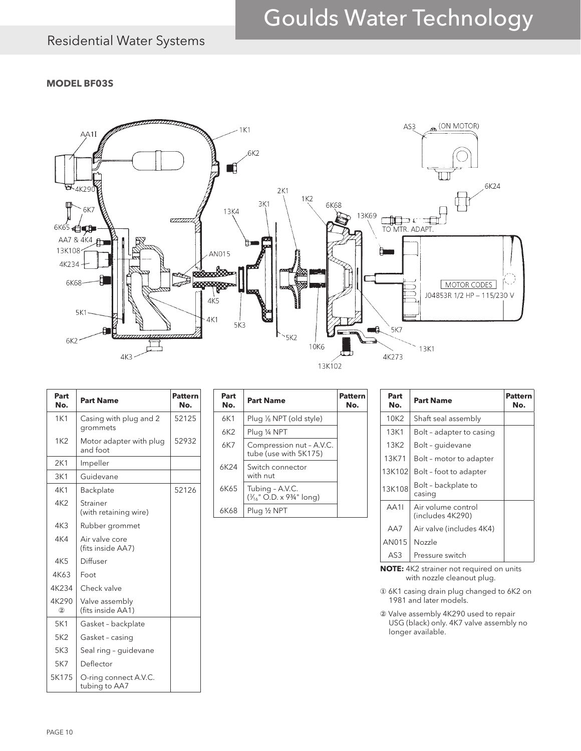# Goulds Water Technology

## Residential Water Systems

### MODEL BF03S

| Part No. | Part Name | Pattern No. |
|---|---|---|
| 1K1 | Casing with plug and 2 grommets | 52125 |
| 1K2 | Motor adapter with plug and foot | 52932 |
| 2K1 | Impeller | |
| 3K1 | Guidevane | |
| 4K1 | Backplate | 52126 |
| 4K2 | Strainer (with retaining wire) | |
| 4K3 | Rubber grommet | |
| 4K4 | Air valve core (fits inside AA7) | |
| 4K5 | Diffuser | |
| 4K63 | Foot | |
| 4K234 | Check valve | |
| 4K290 ② | Valve assembly (fits inside AA1) | |
| 5K1 | Gasket – backplate | |
| 5K2 | Gasket – casing | |
| 5K3 | Seal ring – guidevane | |
| 5K7 | Deflector | |
| 5K175 | O-ring connect A.V.C. tubing to AA7 | |

| Part No. | Part Name | Pattern No. |
|---|---|---|
| 6K1 | Plug ⅛ NPT (old style) | |
| 6K2 | Plug ¼ NPT | |
| 6K7 | Compression nut – A.V.C. tube (use with 5K175) | |
| 6K24 | Switch connector with nut | |
| 6K65 | Tubing – A.V.C. (³⁄₁₆" O.D. x 9¾" long) | |
| 6K68 | Plug ½ NPT | |

| Part No. | Part Name | Pattern No. |
|---|---|---|
| 10K2 | Shaft seal assembly | |
| 13K1 | Bolt – adapter to casing | |
| 13K2 | Bolt – guidevane | |
| 13K71 | Bolt – motor to adapter | |
| 13K102 | Bolt – foot to adapter | |
| 13K108 | Bolt – backplate to casing | |
| AA1I | Air volume control (includes 4K290) | |
| AA7 | Air valve (includes 4K4) | |
| AN015 | Nozzle | |
| AS3 | Pressure switch | |

**NOTE:** 4K2 strainer not required on units with nozzle cleanout plug.

① 6K1 casing drain plug changed to 6K2 on 1981 and later models.

② Valve assembly 4K290 used to repair USG (black) only. 4K7 valve assembly no longer available.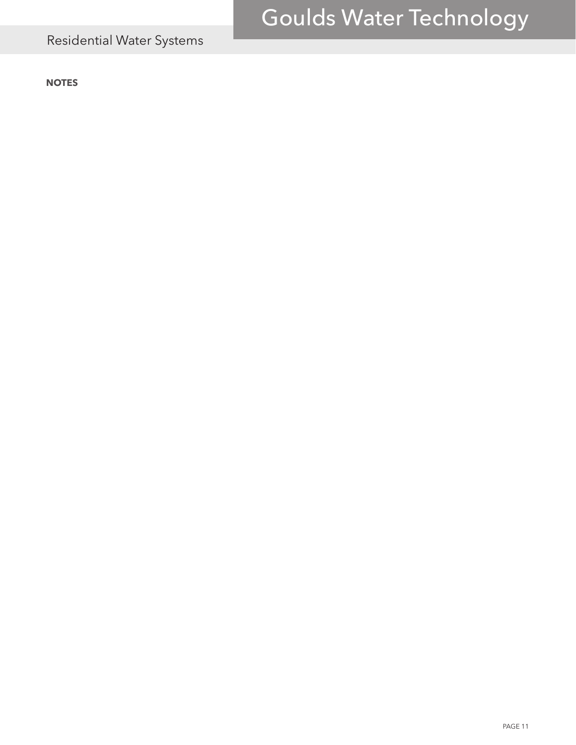**NOTES**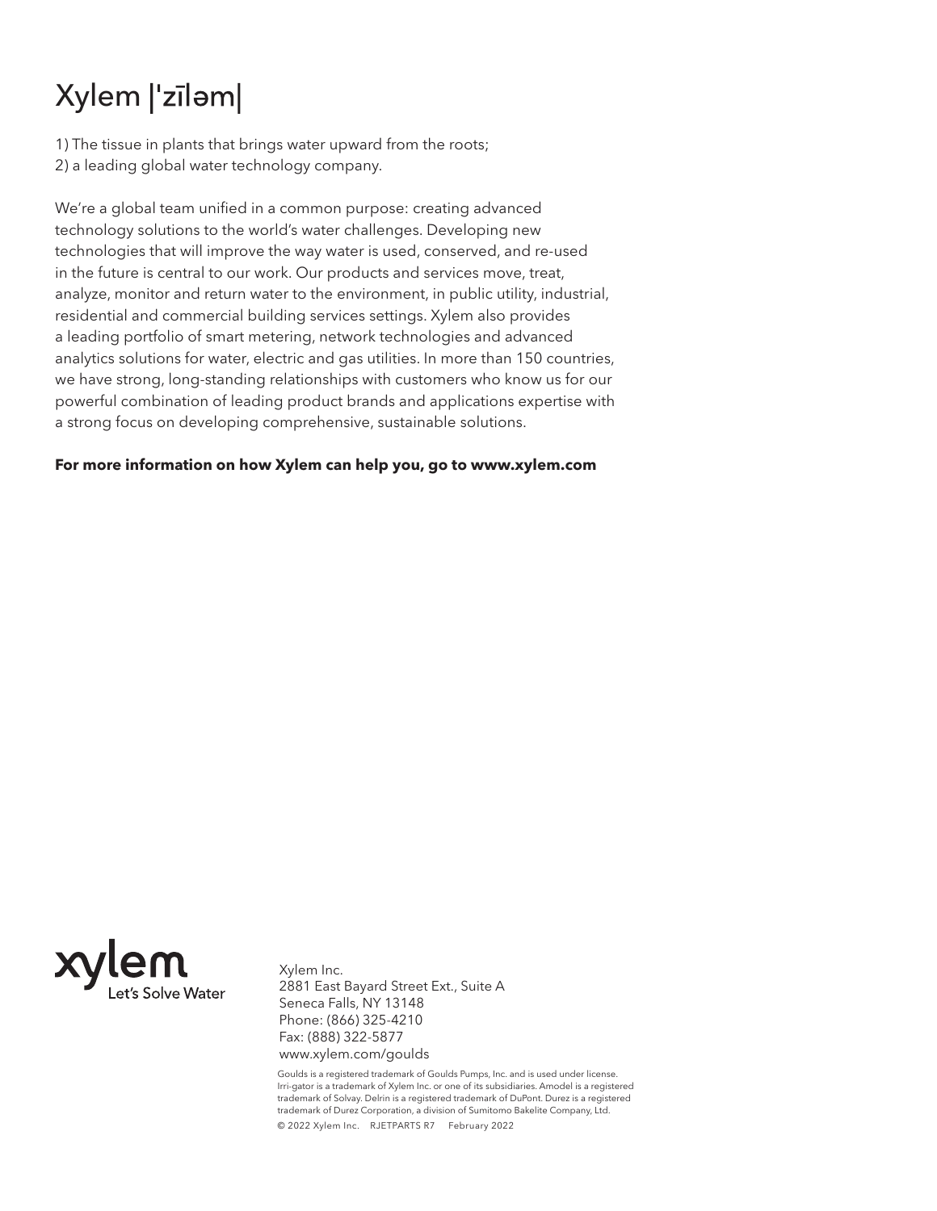# Xylem |'zīləm|

1) The tissue in plants that brings water upward from the roots;
2) a leading global water technology company.

We're a global team unified in a common purpose: creating advanced technology solutions to the world's water challenges. Developing new technologies that will improve the way water is used, conserved, and re-used in the future is central to our work. Our products and services move, treat, analyze, monitor and return water to the environment, in public utility, industrial, residential and commercial building services settings. Xylem also provides a leading portfolio of smart metering, network technologies and advanced analytics solutions for water, electric and gas utilities. In more than 150 countries, we have strong, long-standing relationships with customers who know us for our powerful combination of leading product brands and applications expertise with a strong focus on developing comprehensive, sustainable solutions.

**For more information on how Xylem can help you, go to www.xylem.com**

xylem
Let's Solve Water

Xylem Inc.
2881 East Bayard Street Ext., Suite A
Seneca Falls, NY 13148
Phone: (866) 325-4210
Fax: (888) 322-5877
www.xylem.com/goulds

Goulds is a registered trademark of Goulds Pumps, Inc. and is used under license. Irri-gator is a trademark of Xylem Inc. or one of its subsidiaries. Amodel is a registered trademark of Solvay. Delrin is a registered trademark of DuPont. Durez is a registered trademark of Durez Corporation, a division of Sumitomo Bakelite Company, Ltd.

© 2022 Xylem Inc. RJETPARTS R7 February 2022